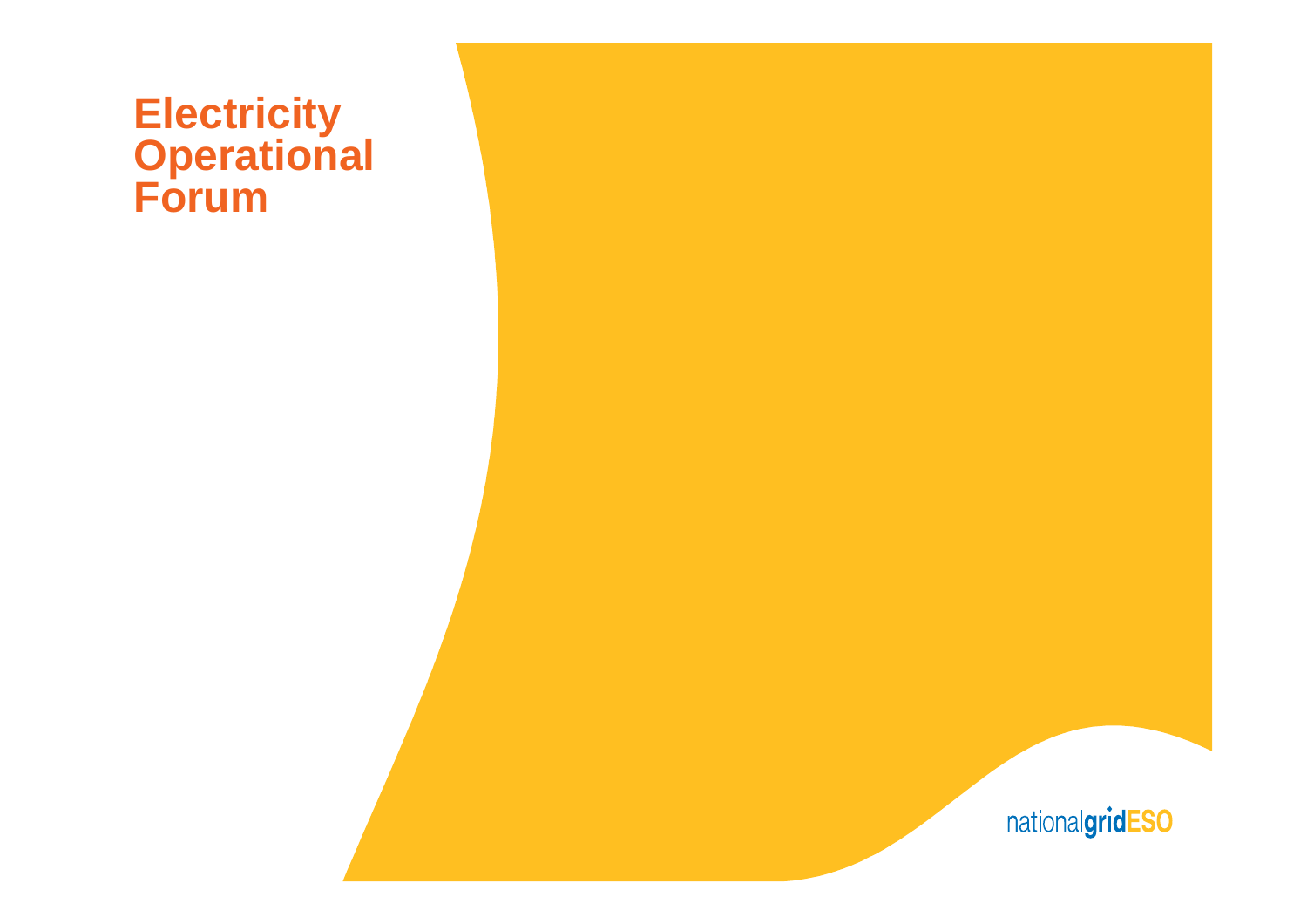# Electricity Operational Forum

nationalgridESO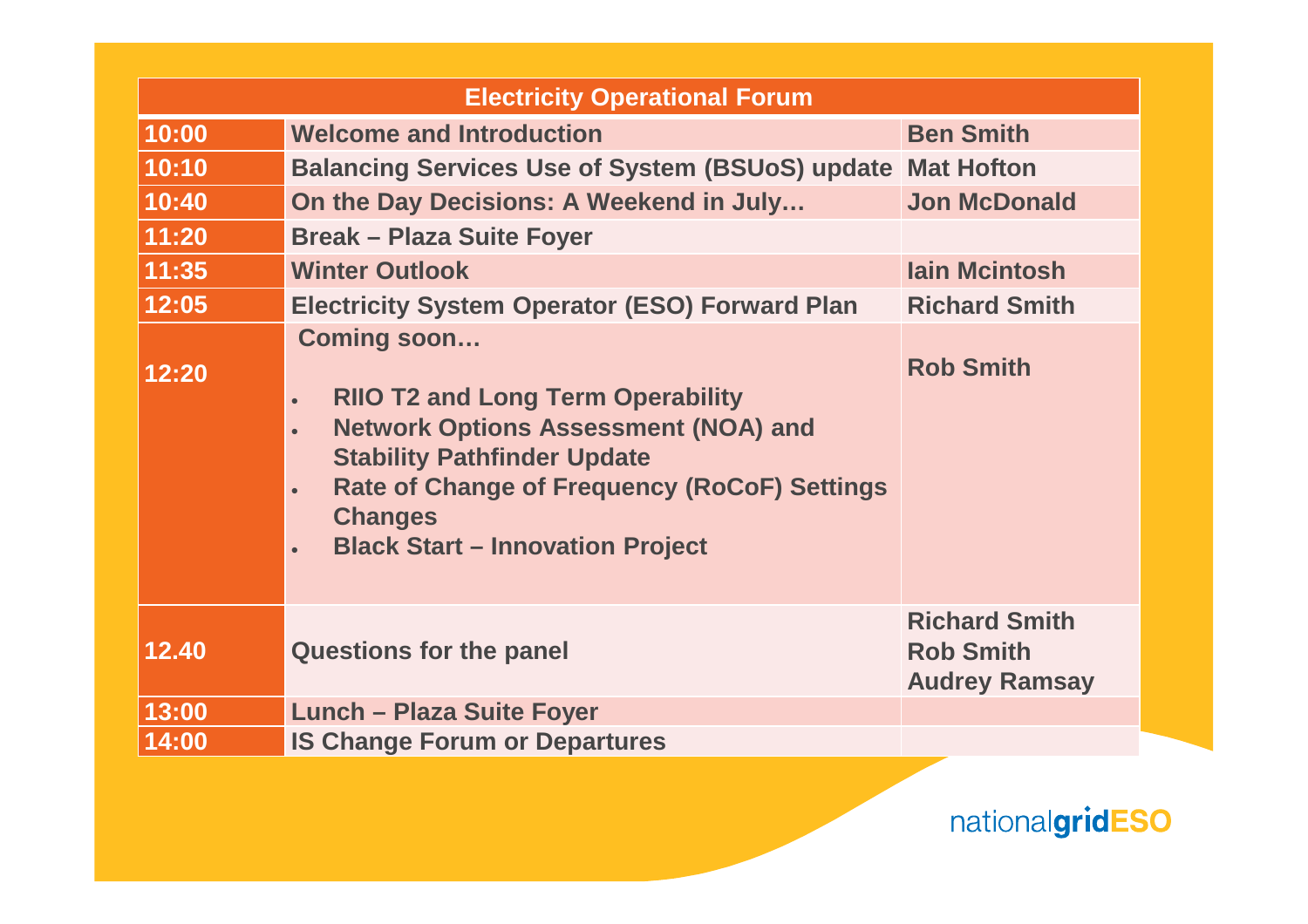| Electricity Operational Forum | | |
|---|---|---|
| 10:00 | Welcome and Introduction | Ben Smith |
| 10:10 | Balancing Services Use of System (BSUoS) update | Mat Hofton |
| 10:40 | On the Day Decisions: A Weekend in July… | Jon McDonald |
| 11:20 | Break – Plaza Suite Foyer | |
| 11:35 | Winter Outlook | Iain Mcintosh |
| 12:05 | Electricity System Operator (ESO) Forward Plan | Richard Smith |
| 12:20 | Coming soon…<br>• RIIO T2 and Long Term Operability<br>• Network Options Assessment (NOA) and Stability Pathfinder Update<br>• Rate of Change of Frequency (RoCoF) Settings Changes<br>• Black Start – Innovation Project | Rob Smith |
| 12.40 | Questions for the panel | Richard Smith<br>Rob Smith<br>Audrey Ramsay |
| 13:00 | Lunch – Plaza Suite Foyer | |
| 14:00 | IS Change Forum or Departures | |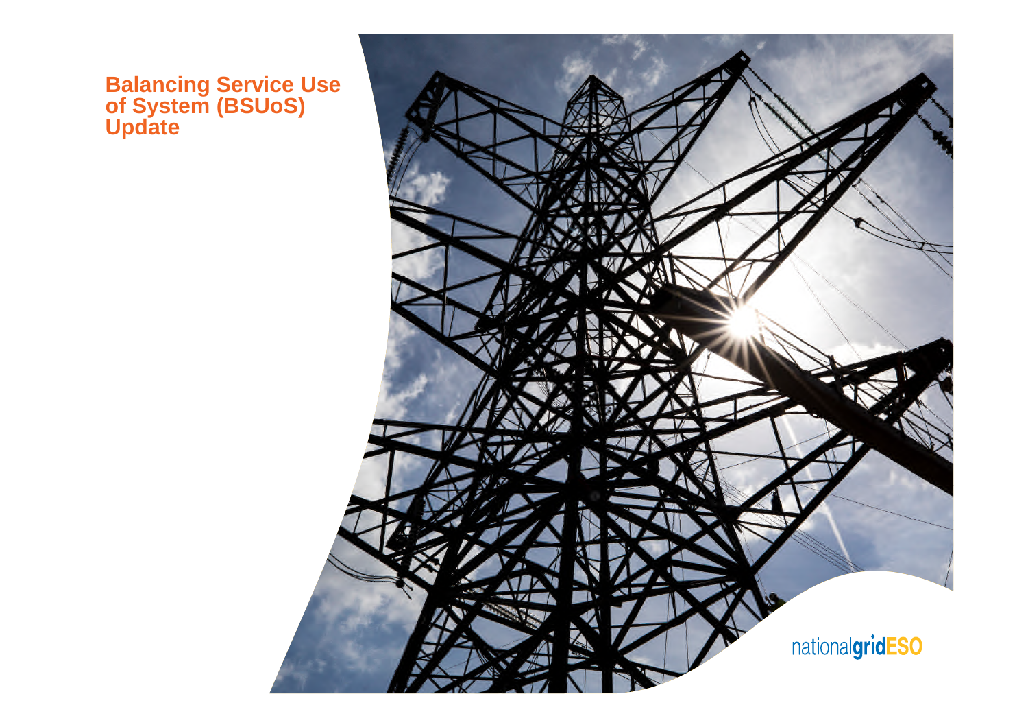# Balancing Service Use of System (BSUoS) Update

nationalgridESO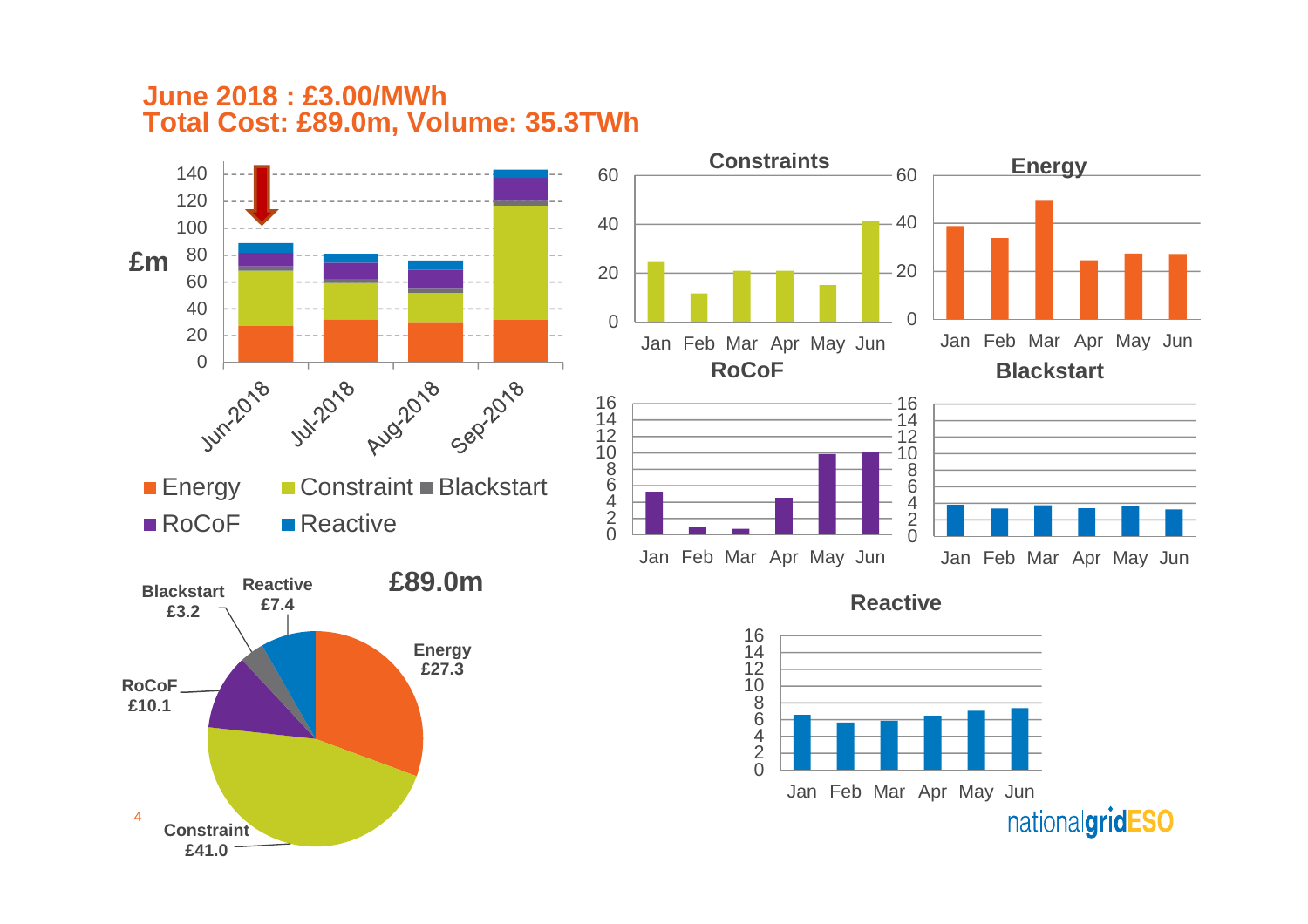## June 2018 : £3.00/MWh
## Total Cost: £89.0m, Volume: 35.3TWh

£m

Jun-2018, Jul-2018, Aug-2018, Sep-2018

Energy, Constraint, Blackstart, RoCoF, Reactive

**Constraints**

**Energy**

**RoCoF**

**Blackstart**

**Reactive**

Jan Feb Mar Apr May Jun

**£89.0m**

| Component | £m |
|---|---|
| Energy | £27.3 |
| Constraint | £41.0 |
| RoCoF | £10.1 |
| Blackstart | £3.2 |
| Reactive | £7.4 |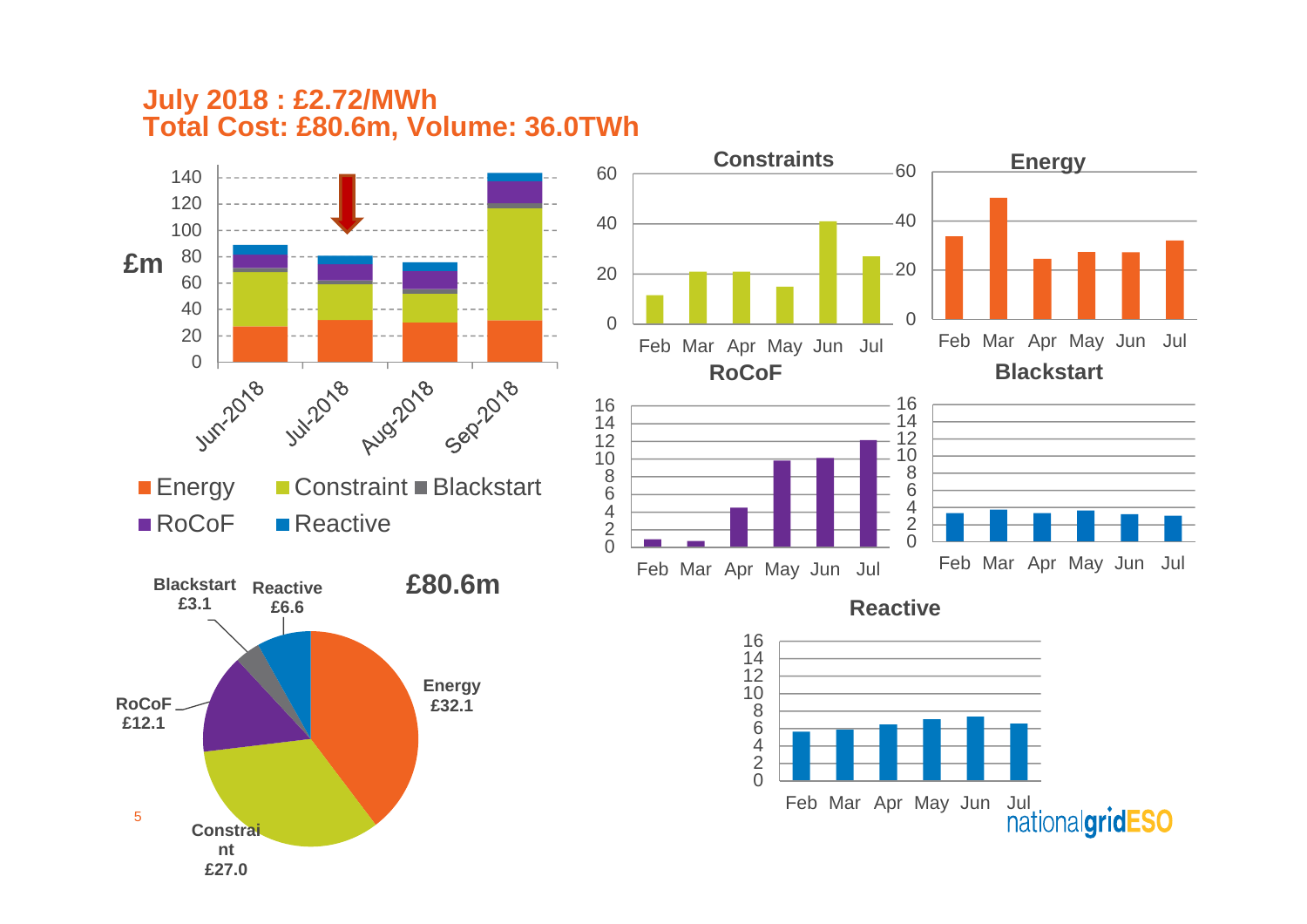# July 2018 : £2.72/MWh
# Total Cost: £80.6m, Volume: 36.0TWh

£m

Jun-2018 Jul-2018 Aug-2018 Sep-2018

Energy Constraint Blackstart RoCoF Reactive

**Constraints**

**Energy**

**RoCoF**

**Blackstart**

**Reactive**

**£80.6m**

Blackstart £3.1

Reactive £6.6

Energy £32.1

RoCoF £12.1

Constraint £27.0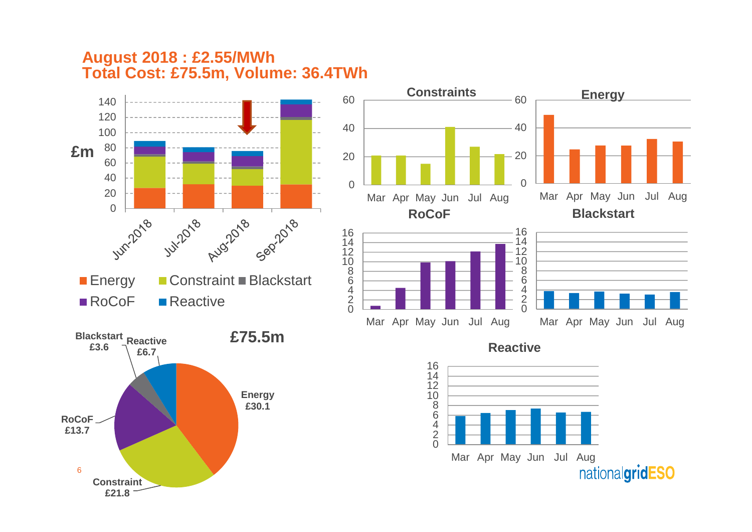# August 2018 : £2.55/MWh
# Total Cost: £75.5m, Volume: 36.4TWh

£m

Jun-2018, Jul-2018, Aug-2018, Sep-2018

Energy, Constraint, Blackstart, RoCoF, Reactive

**Constraints**

**Energy**

**RoCoF**

**Blackstart**

**Reactive**

Mar, Apr, May, Jun, Jul, Aug

**£75.5m**

**Blackstart £3.6**

**Reactive £6.7**

**Energy £30.1**

**RoCoF £13.7**

**Constraint £21.8**

nationalgridESO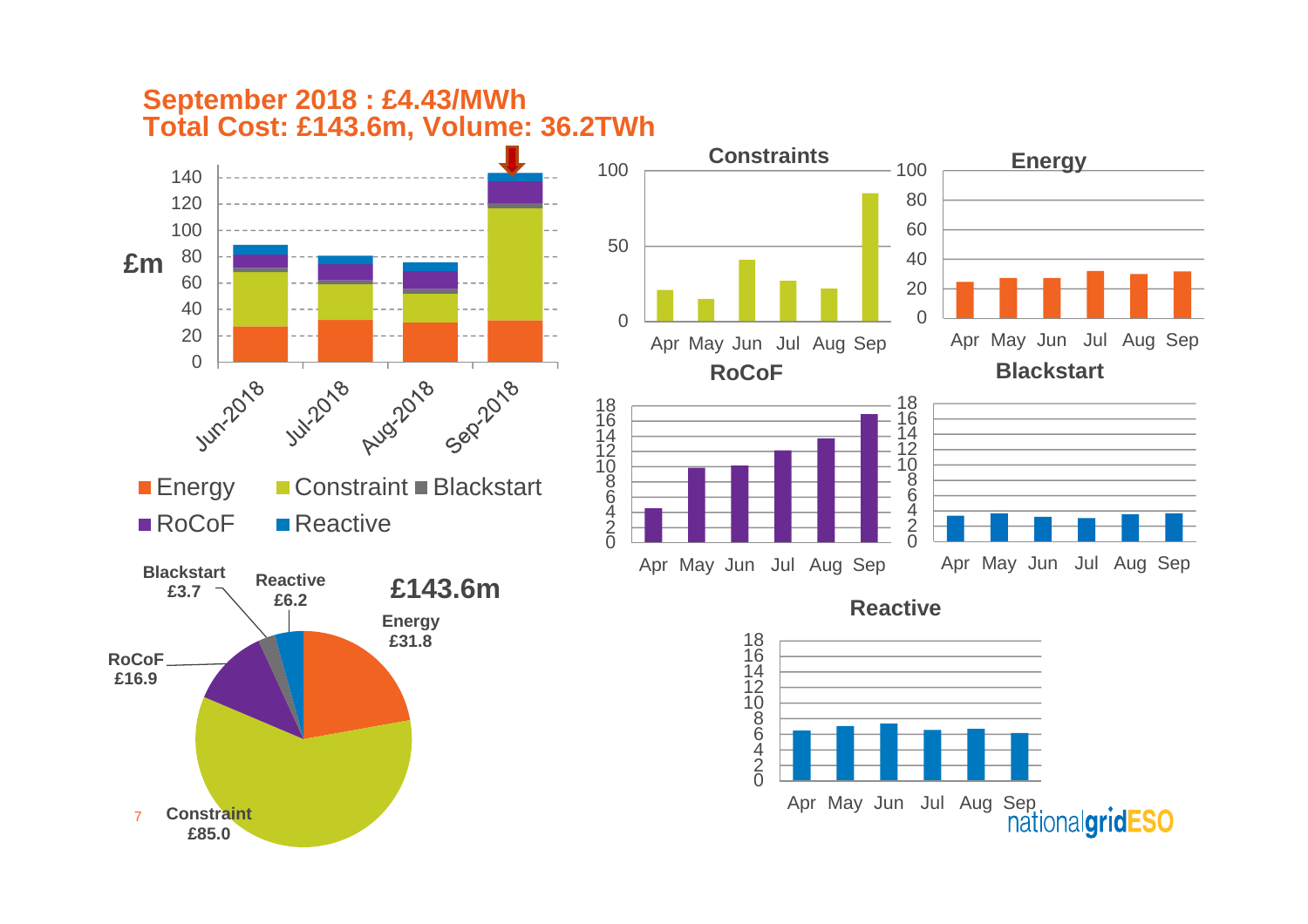# September 2018 : £4.43/MWh
# Total Cost: £143.6m, Volume: 36.2TWh

£m

| | Energy | Constraint | Blackstart | RoCoF | Reactive |
|---|---|---|---|---|---|
| Jun-2018 | | | | | |
| Jul-2018 | | | | | |
| Aug-2018 | | | | | |
| Sep-2018 | | | | | |

**£143.6m**

- Energy £31.8
- Constraint £85.0
- RoCoF £16.9
- Blackstart £3.7
- Reactive £6.2

**Constraints**

Apr May Jun Jul Aug Sep

**Energy**

Apr May Jun Jul Aug Sep

**RoCoF**

Apr May Jun Jul Aug Sep

**Blackstart**

Apr May Jun Jul Aug Sep

**Reactive**

Apr May Jun Jul Aug Sep

nationalgridESO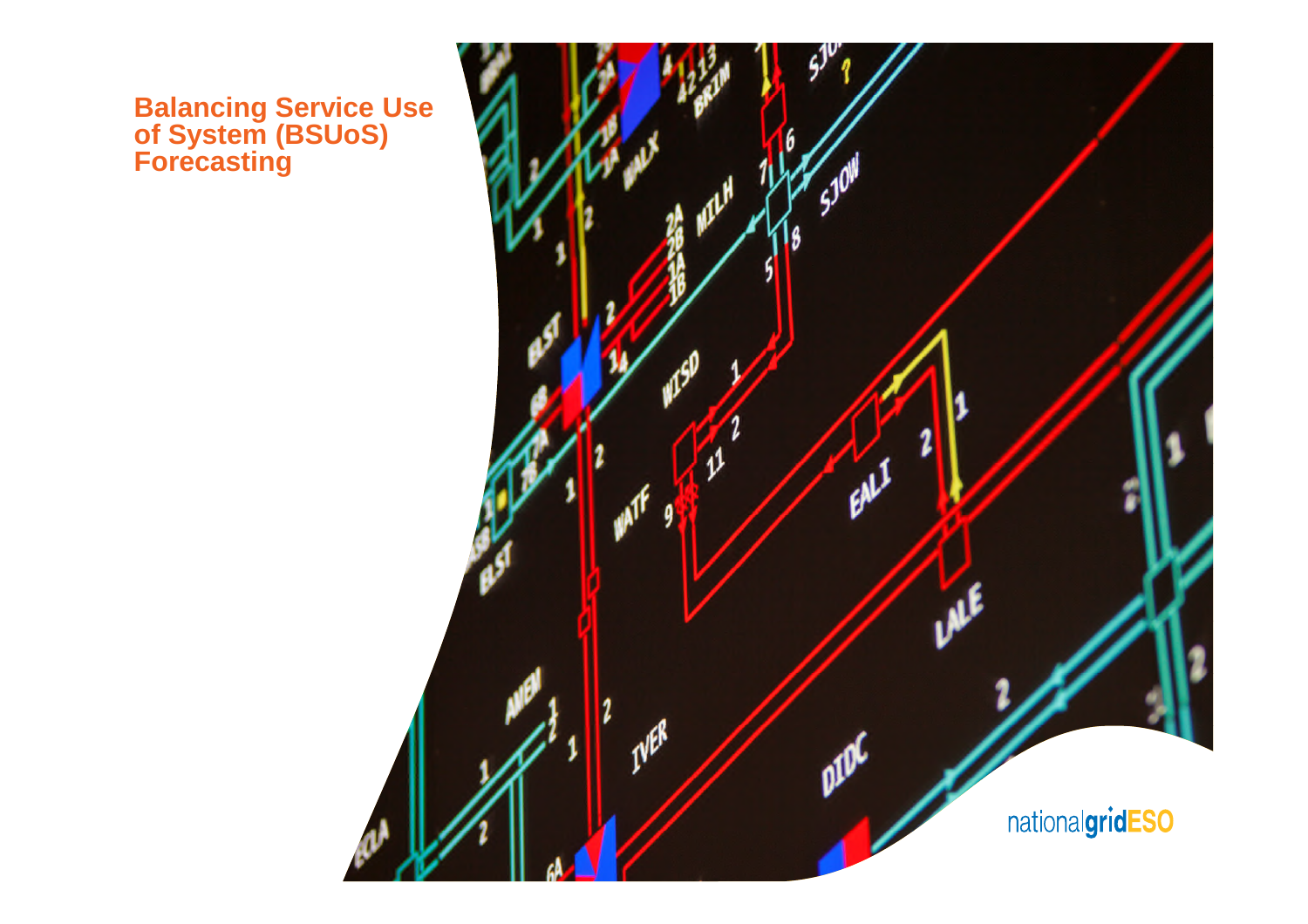# Balancing Service Use of System (BSUoS) Forecasting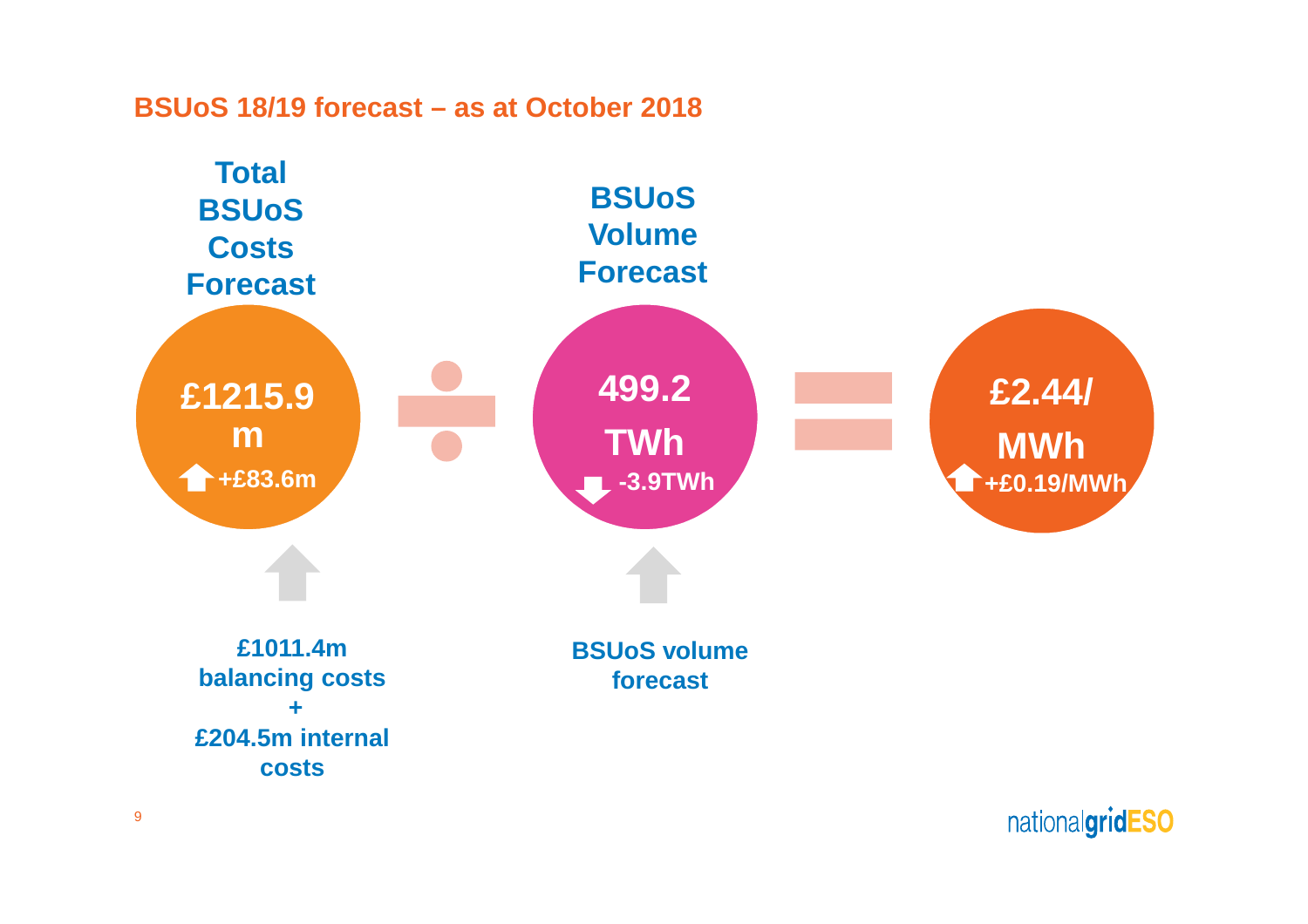## BSUoS 18/19 forecast – as at October 2018

**Total BSUoS Costs Forecast**

**£1215.9m**

**+£83.6m**

÷

**BSUoS Volume Forecast**

**499.2 TWh**

**-3.9TWh**

=

**£2.44/ MWh**

**+£0.19/MWh**

**£1011.4m balancing costs + £204.5m internal costs**

**BSUoS volume forecast**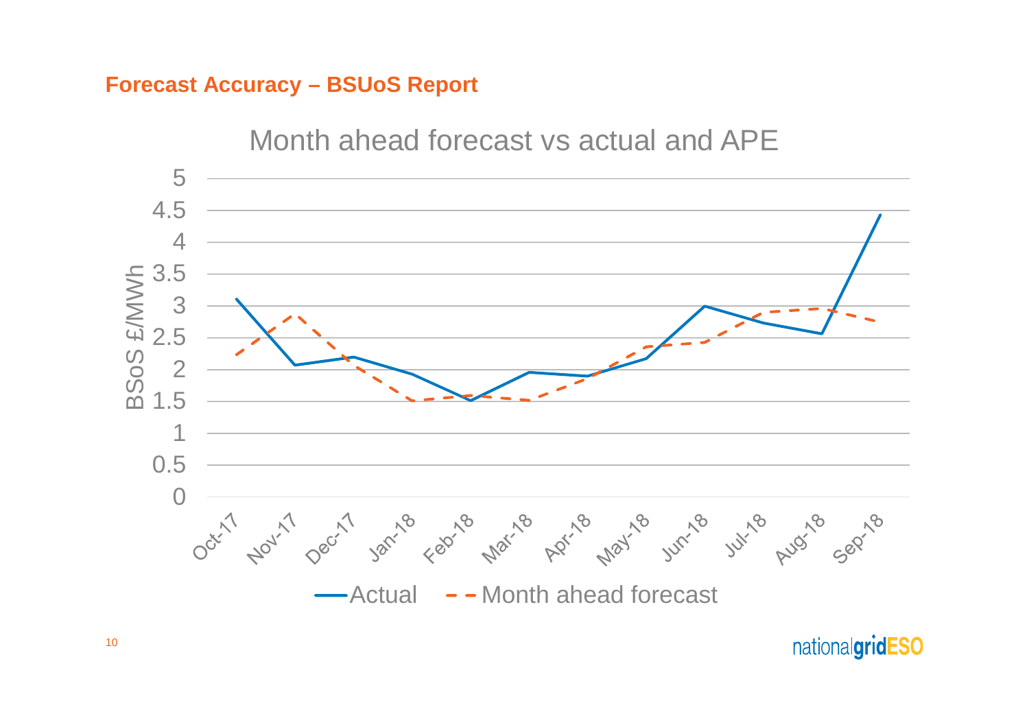## Forecast Accuracy – BSUoS Report

Month ahead forecast vs actual and APE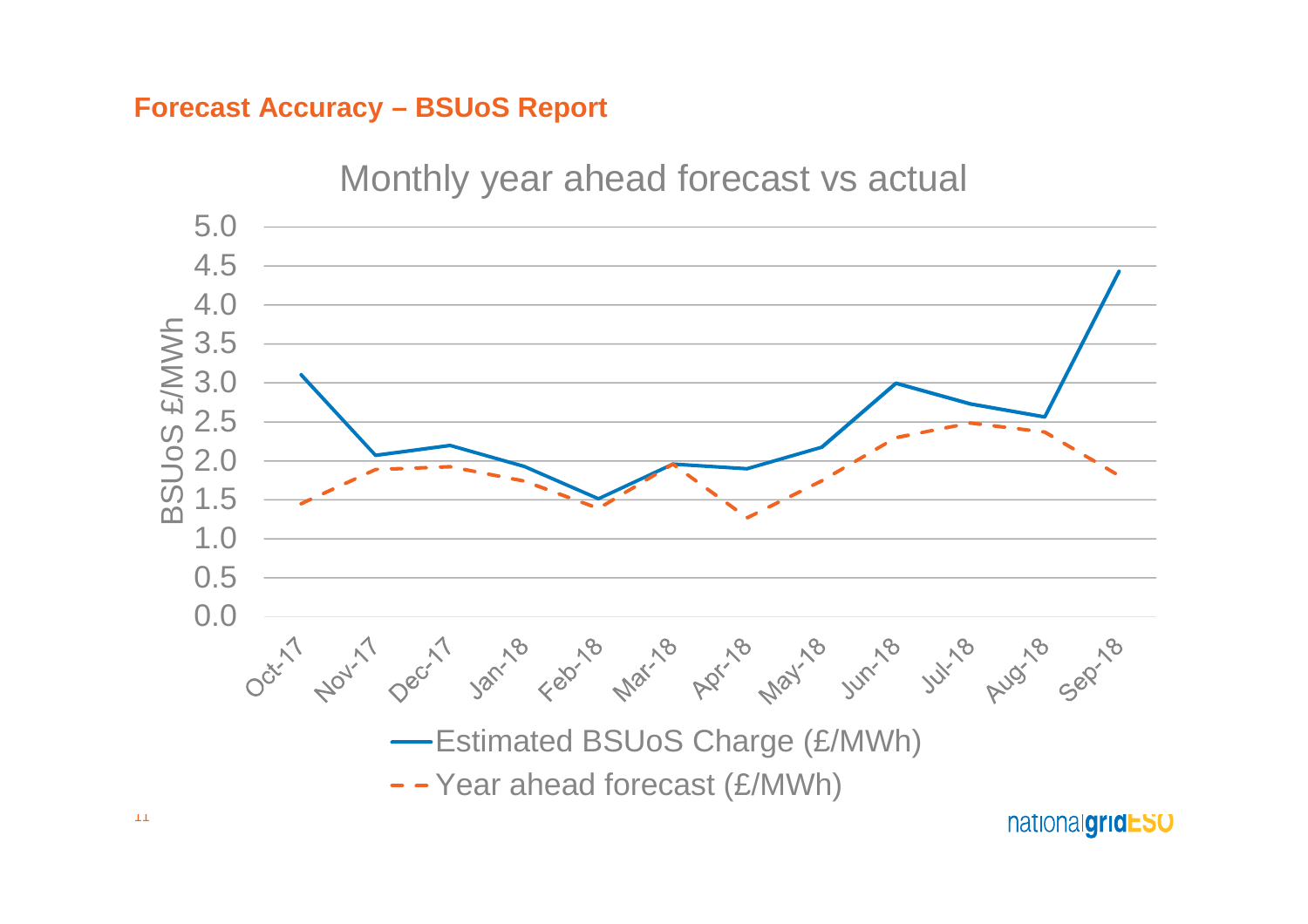## Forecast Accuracy – BSUoS Report

Monthly year ahead forecast vs actual

BSUoS £/MWh

Oct-17, Nov-17, Dec-17, Jan-18, Feb-18, Mar-18, Apr-18, May-18, Jun-18, Jul-18, Aug-18, Sep-18

Estimated BSUoS Charge (£/MWh)

Year ahead forecast (£/MWh)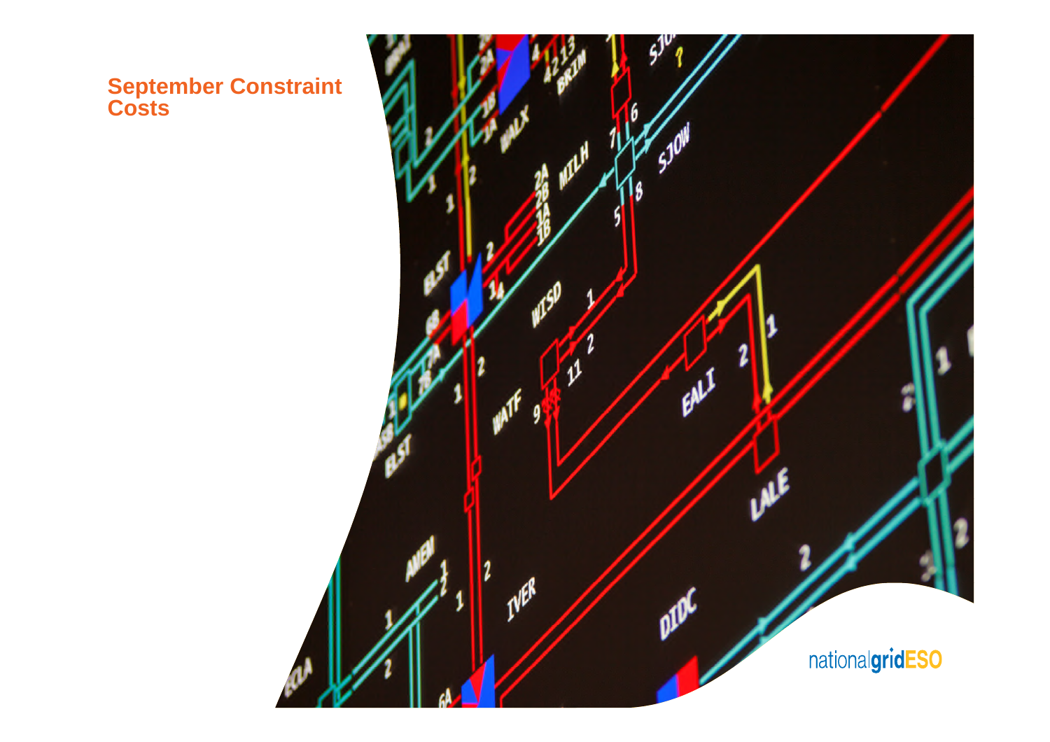# September Constraint Costs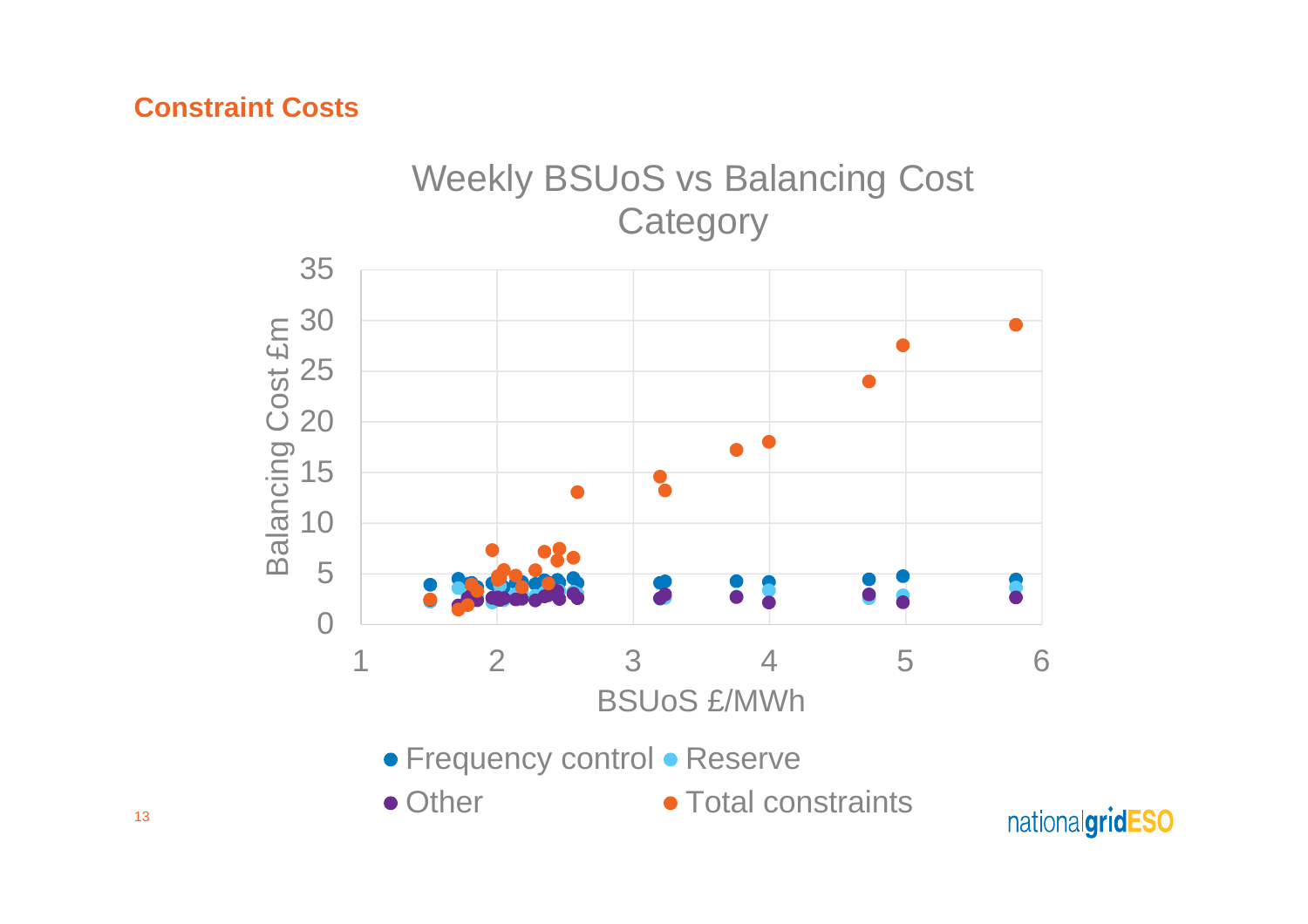## Constraint Costs

Weekly BSUoS vs Balancing Cost Category

Balancing Cost £m

BSUoS £/MWh

● Frequency control ● Reserve ● Other ● Total constraints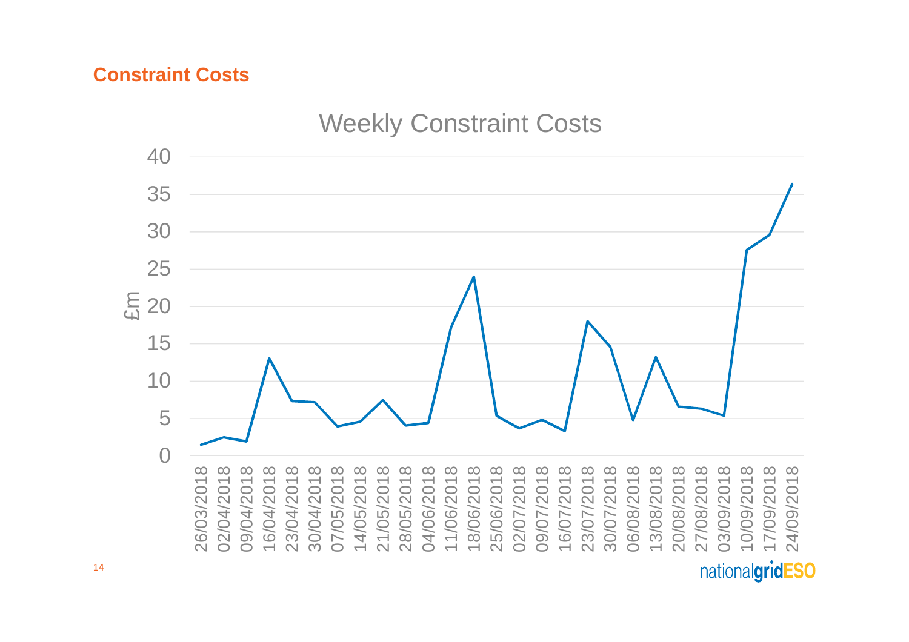## Constraint Costs

Weekly Constraint Costs

| Week | £m |
|---|---|
| 26/03/2018 | |
| 02/04/2018 | |
| 09/04/2018 | |
| 16/04/2018 | |
| 23/04/2018 | |
| 30/04/2018 | |
| 07/05/2018 | |
| 14/05/2018 | |
| 21/05/2018 | |
| 28/05/2018 | |
| 04/06/2018 | |
| 11/06/2018 | |
| 18/06/2018 | |
| 25/06/2018 | |
| 02/07/2018 | |
| 09/07/2018 | |
| 16/07/2018 | |
| 23/07/2018 | |
| 30/07/2018 | |
| 06/08/2018 | |
| 13/08/2018 | |
| 20/08/2018 | |
| 27/08/2018 | |
| 03/09/2018 | |
| 10/09/2018 | |
| 17/09/2018 | |
| 24/09/2018 | |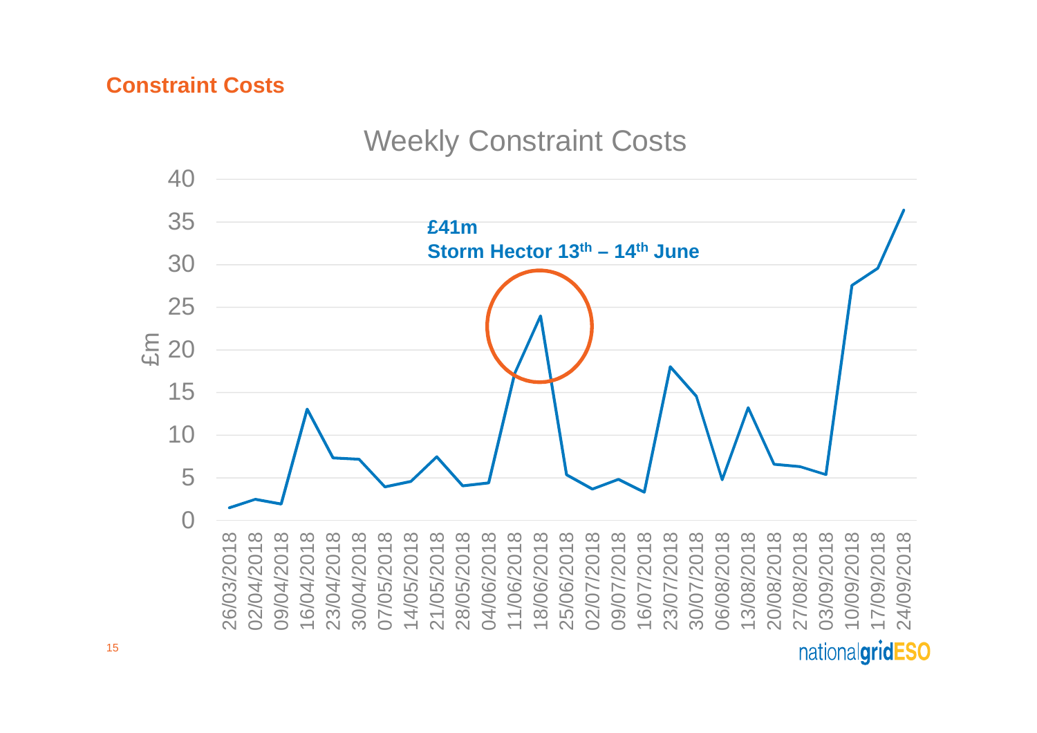## Constraint Costs

**Weekly Constraint Costs**

**£41m**
**Storm Hector 13th – 14th June**

| Week | £m |
|---|---|
| 26/03/2018 | 1.5 |
| 02/04/2018 | 2.5 |
| 09/04/2018 | 2 |
| 16/04/2018 | 13 |
| 23/04/2018 | 7.4 |
| 30/04/2018 | 7.2 |
| 07/05/2018 | 4 |
| 14/05/2018 | 4.6 |
| 21/05/2018 | 7.5 |
| 28/05/2018 | 4.1 |
| 04/06/2018 | 4.5 |
| 11/06/2018 | 17.5 |
| 18/06/2018 | 24 |
| 25/06/2018 | 5.4 |
| 02/07/2018 | 3.7 |
| 09/07/2018 | 4.9 |
| 16/07/2018 | 3.3 |
| 23/07/2018 | 18 |
| 30/07/2018 | 14.6 |
| 06/08/2018 | 4.8 |
| 13/08/2018 | 13.2 |
| 20/08/2018 | 6.6 |
| 27/08/2018 | 6.4 |
| 03/09/2018 | 5.4 |
| 10/09/2018 | 27.5 |
| 17/09/2018 | 29.6 |
| 24/09/2018 | 36.5 |

*Values are approximate readings from the chart.*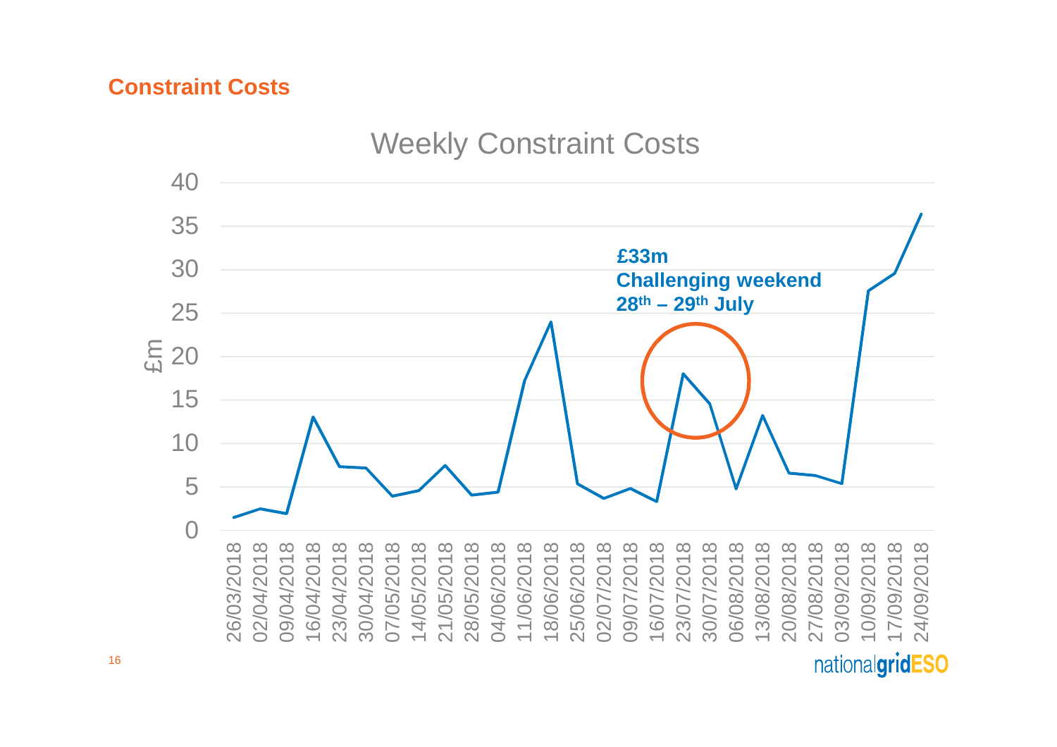## Constraint Costs

**Weekly Constraint Costs**

**£33m**
**Challenging weekend**
**28th – 29th July**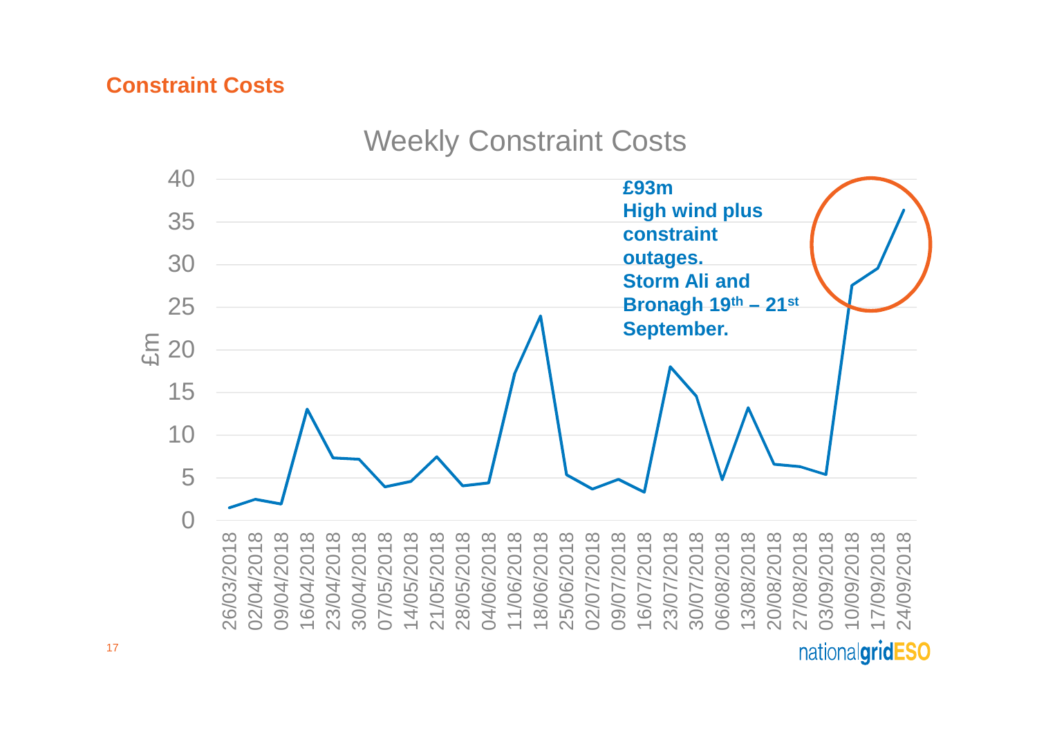## Constraint Costs

Weekly Constraint Costs

£93m
High wind plus constraint outages.
Storm Ali and Bronagh 19th – 21st September.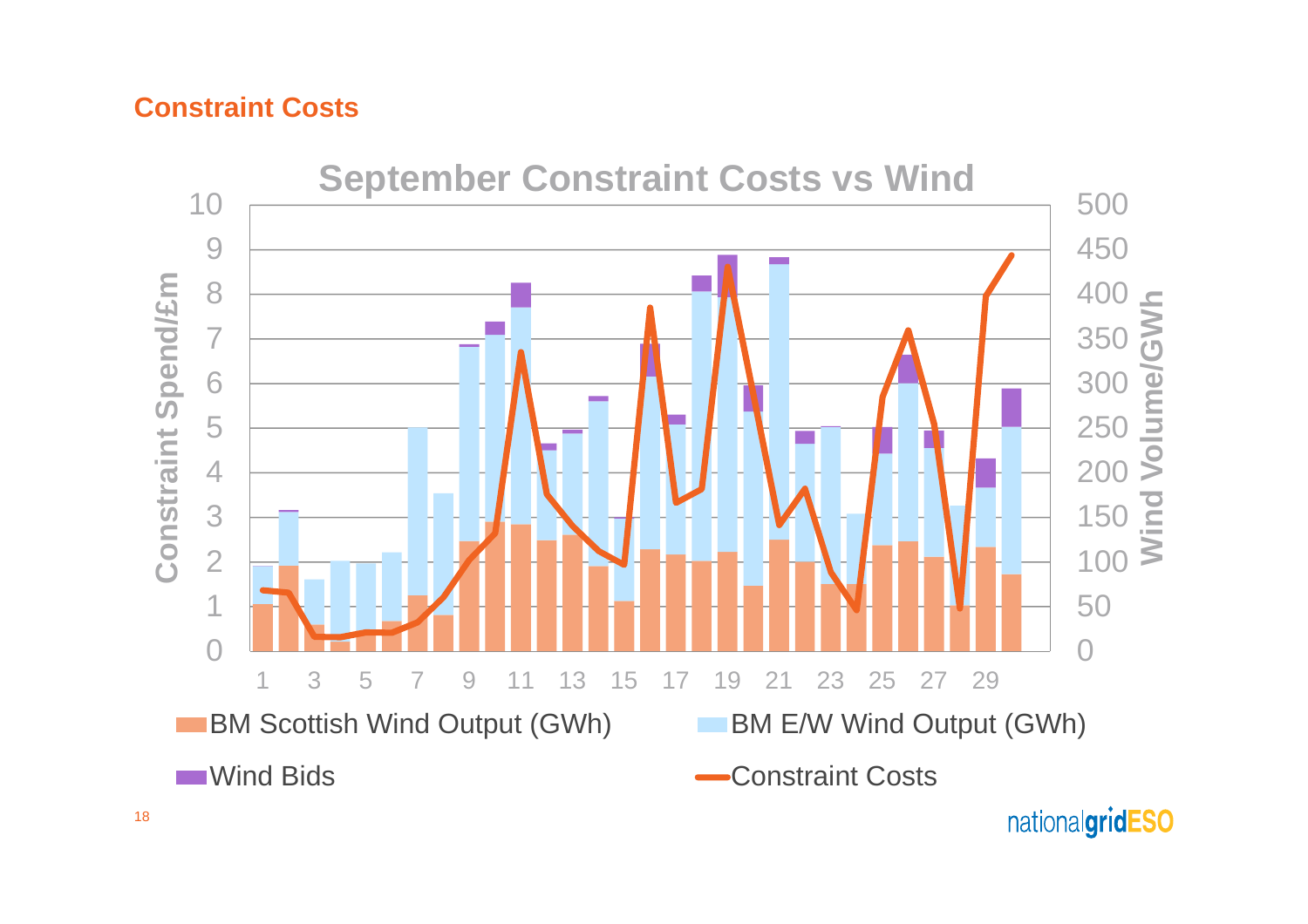## Constraint Costs

September Constraint Costs vs Wind

Constraint Spend/£m

0
1
2
3
4
5
6
7
8
9
10

Wind Volume/GWh

0
50
100
150
200
250
300
350
400
450
500

1
3
5
7
9
11
13
15
17
19
21
23
25
27
29

BM Scottish Wind Output (GWh)

BM E/W Wind Output (GWh)

Wind Bids

Constraint Costs